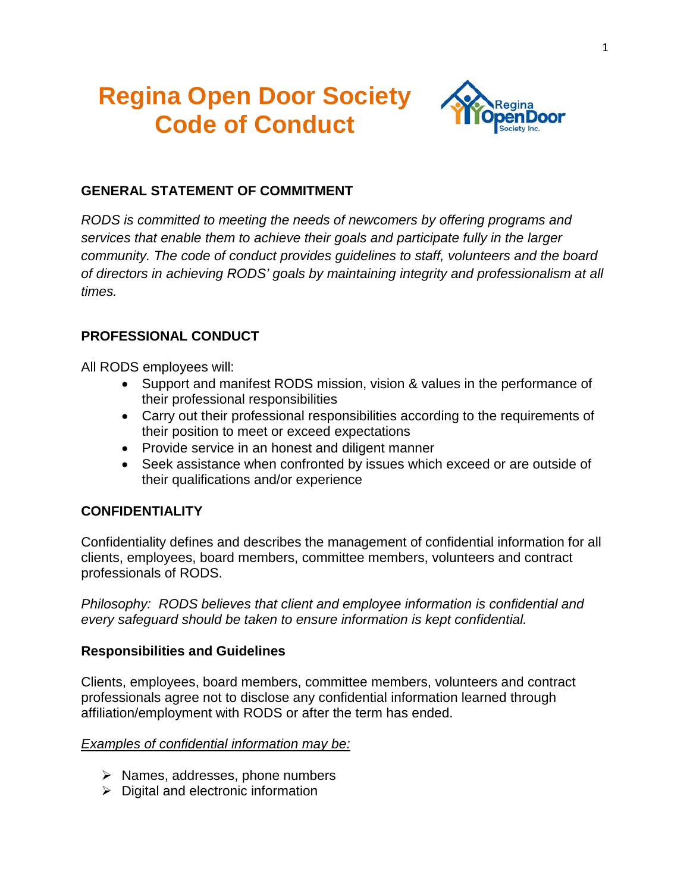# Regina Open Door Society
# Code of Conduct

## GENERAL STATEMENT OF COMMITMENT

*RODS is committed to meeting the needs of newcomers by offering programs and services that enable them to achieve their goals and participate fully in the larger community. The code of conduct provides guidelines to staff, volunteers and the board of directors in achieving RODS' goals by maintaining integrity and professionalism at all times.*

## PROFESSIONAL CONDUCT

All RODS employees will:

- Support and manifest RODS mission, vision & values in the performance of their professional responsibilities
- Carry out their professional responsibilities according to the requirements of their position to meet or exceed expectations
- Provide service in an honest and diligent manner
- Seek assistance when confronted by issues which exceed or are outside of their qualifications and/or experience

## CONFIDENTIALITY

Confidentiality defines and describes the management of confidential information for all clients, employees, board members, committee members, volunteers and contract professionals of RODS.

*Philosophy: RODS believes that client and employee information is confidential and every safeguard should be taken to ensure information is kept confidential.*

### Responsibilities and Guidelines

Clients, employees, board members, committee members, volunteers and contract professionals agree not to disclose any confidential information learned through affiliation/employment with RODS or after the term has ended.

<u>*Examples of confidential information may be:*</u>

- Names, addresses, phone numbers
- Digital and electronic information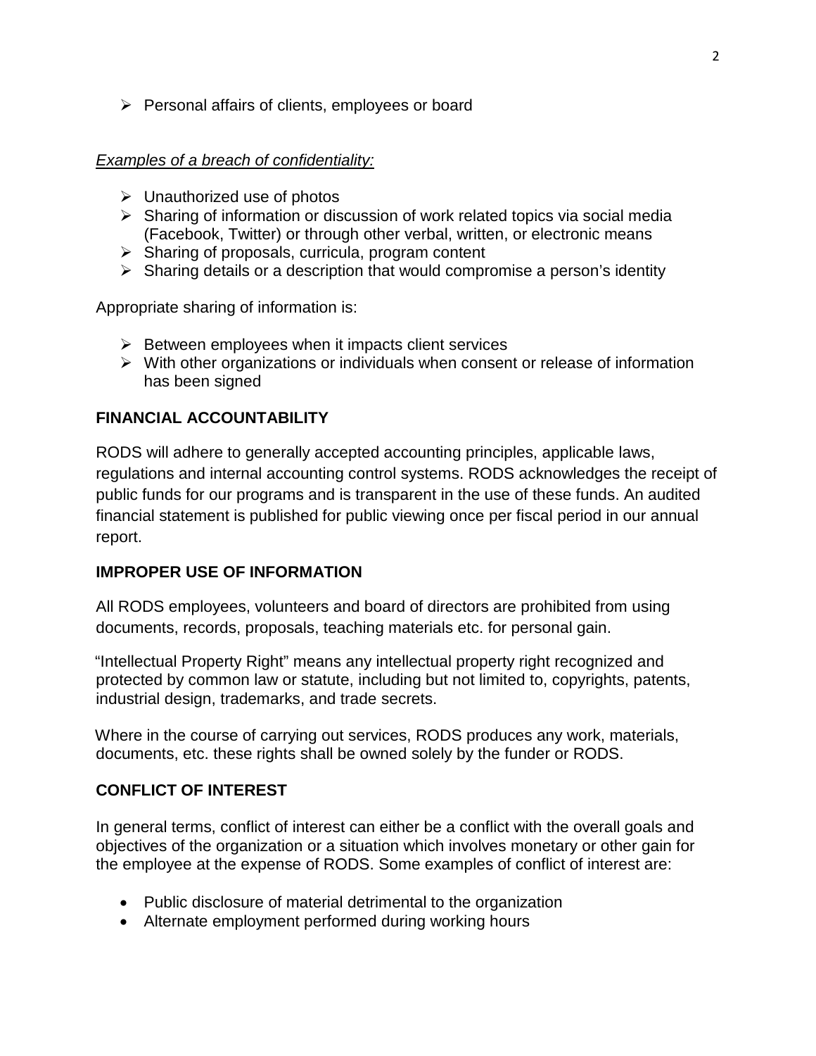- Personal affairs of clients, employees or board

*Examples of a breach of confidentiality:*

- Unauthorized use of photos
- Sharing of information or discussion of work related topics via social media (Facebook, Twitter) or through other verbal, written, or electronic means
- Sharing of proposals, curricula, program content
- Sharing details or a description that would compromise a person's identity

Appropriate sharing of information is:

- Between employees when it impacts client services
- With other organizations or individuals when consent or release of information has been signed

## FINANCIAL ACCOUNTABILITY

RODS will adhere to generally accepted accounting principles, applicable laws, regulations and internal accounting control systems. RODS acknowledges the receipt of public funds for our programs and is transparent in the use of these funds. An audited financial statement is published for public viewing once per fiscal period in our annual report.

## IMPROPER USE OF INFORMATION

All RODS employees, volunteers and board of directors are prohibited from using documents, records, proposals, teaching materials etc. for personal gain.

"Intellectual Property Right" means any intellectual property right recognized and protected by common law or statute, including but not limited to, copyrights, patents, industrial design, trademarks, and trade secrets.

Where in the course of carrying out services, RODS produces any work, materials, documents, etc. these rights shall be owned solely by the funder or RODS.

## CONFLICT OF INTEREST

In general terms, conflict of interest can either be a conflict with the overall goals and objectives of the organization or a situation which involves monetary or other gain for the employee at the expense of RODS. Some examples of conflict of interest are:

- Public disclosure of material detrimental to the organization
- Alternate employment performed during working hours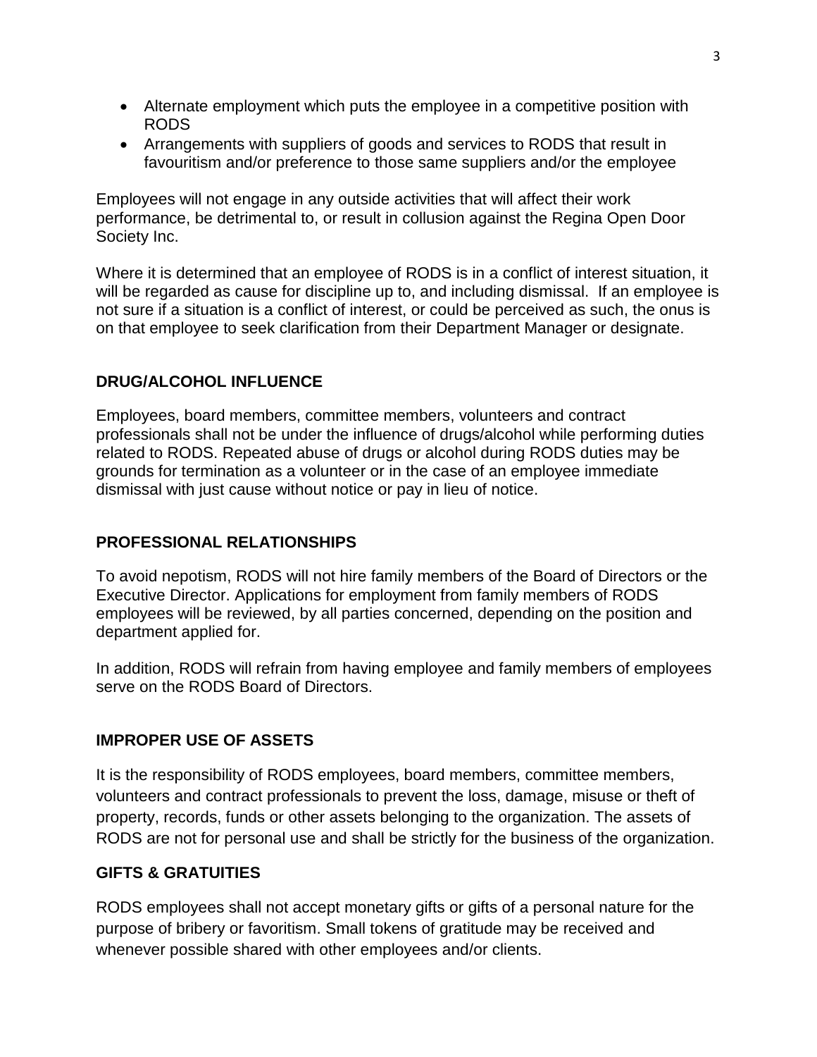- Alternate employment which puts the employee in a competitive position with RODS
- Arrangements with suppliers of goods and services to RODS that result in favouritism and/or preference to those same suppliers and/or the employee

Employees will not engage in any outside activities that will affect their work performance, be detrimental to, or result in collusion against the Regina Open Door Society Inc.

Where it is determined that an employee of RODS is in a conflict of interest situation, it will be regarded as cause for discipline up to, and including dismissal. If an employee is not sure if a situation is a conflict of interest, or could be perceived as such, the onus is on that employee to seek clarification from their Department Manager or designate.

## DRUG/ALCOHOL INFLUENCE

Employees, board members, committee members, volunteers and contract professionals shall not be under the influence of drugs/alcohol while performing duties related to RODS. Repeated abuse of drugs or alcohol during RODS duties may be grounds for termination as a volunteer or in the case of an employee immediate dismissal with just cause without notice or pay in lieu of notice.

## PROFESSIONAL RELATIONSHIPS

To avoid nepotism, RODS will not hire family members of the Board of Directors or the Executive Director. Applications for employment from family members of RODS employees will be reviewed, by all parties concerned, depending on the position and department applied for.

In addition, RODS will refrain from having employee and family members of employees serve on the RODS Board of Directors.

## IMPROPER USE OF ASSETS

It is the responsibility of RODS employees, board members, committee members, volunteers and contract professionals to prevent the loss, damage, misuse or theft of property, records, funds or other assets belonging to the organization. The assets of RODS are not for personal use and shall be strictly for the business of the organization.

## GIFTS & GRATUITIES

RODS employees shall not accept monetary gifts or gifts of a personal nature for the purpose of bribery or favoritism. Small tokens of gratitude may be received and whenever possible shared with other employees and/or clients.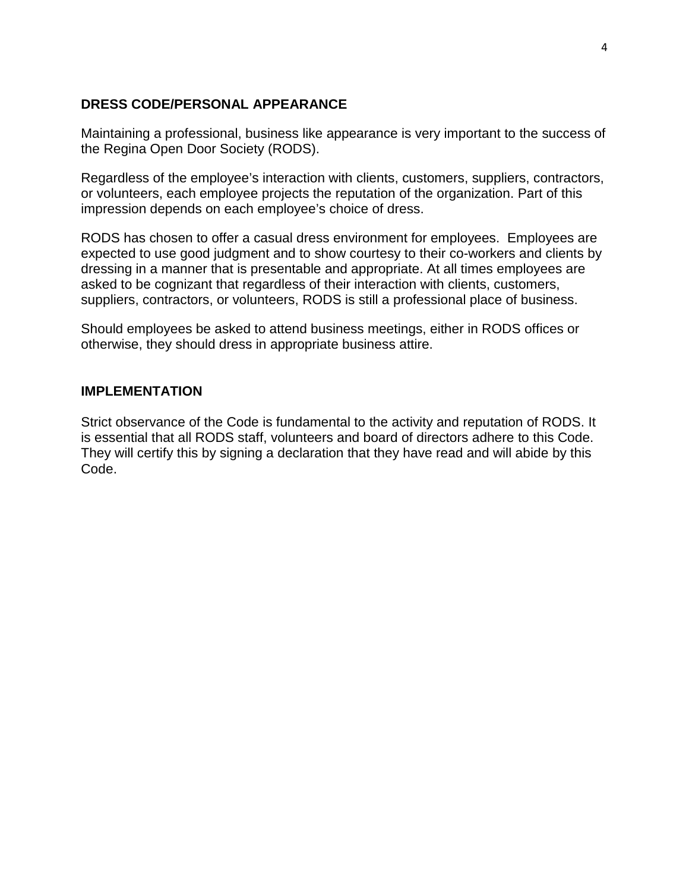## DRESS CODE/PERSONAL APPEARANCE

Maintaining a professional, business like appearance is very important to the success of the Regina Open Door Society (RODS).

Regardless of the employee's interaction with clients, customers, suppliers, contractors, or volunteers, each employee projects the reputation of the organization. Part of this impression depends on each employee's choice of dress.

RODS has chosen to offer a casual dress environment for employees. Employees are expected to use good judgment and to show courtesy to their co-workers and clients by dressing in a manner that is presentable and appropriate. At all times employees are asked to be cognizant that regardless of their interaction with clients, customers, suppliers, contractors, or volunteers, RODS is still a professional place of business.

Should employees be asked to attend business meetings, either in RODS offices or otherwise, they should dress in appropriate business attire.

## IMPLEMENTATION

Strict observance of the Code is fundamental to the activity and reputation of RODS. It is essential that all RODS staff, volunteers and board of directors adhere to this Code. They will certify this by signing a declaration that they have read and will abide by this Code.